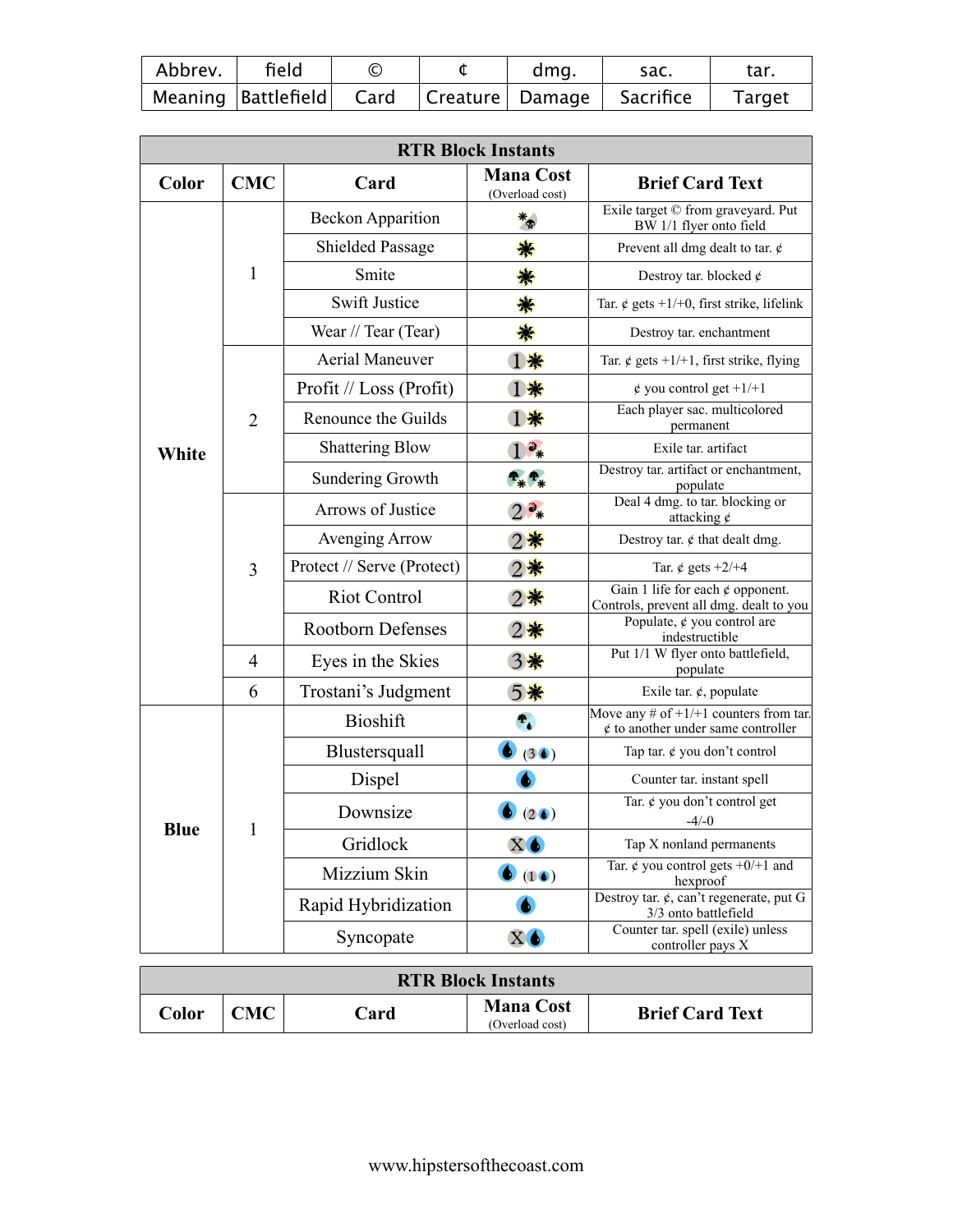| Abbrev. | field | © | ¢ | dmg. | sac. | tar. |
|---|---|---|---|---|---|---|
| Meaning | Battlefield | Card | Creature | Damage | Sacrifice | Target |

| RTR Block Instants | | | | |
|---|---|---|---|---|
| **Color** | **CMC** | **Card** | **Mana Cost** (Overload cost) | **Brief Card Text** |
| White | 1 | Beckon Apparition | | Exile target © from graveyard. Put BW 1/1 flyer onto field |
| | | Shielded Passage | | Prevent all dmg dealt to tar. ¢ |
| | | Smite | | Destroy tar. blocked ¢ |
| | | Swift Justice | | Tar. ¢ gets +1/+0, first strike, lifelink |
| | | Wear // Tear (Tear) | | Destroy tar. enchantment |
| | 2 | Aerial Maneuver | 1 | Tar. ¢ gets +1/+1, first strike, flying |
| | | Profit // Loss (Profit) | 1 | ¢ you control get +1/+1 |
| | | Renounce the Guilds | 1 | Each player sac. multicolored permanent |
| | | Shattering Blow | 1 | Exile tar. artifact |
| | | Sundering Growth | | Destroy tar. artifact or enchantment, populate |
| | 3 | Arrows of Justice | 2 | Deal 4 dmg. to tar. blocking or attacking ¢ |
| | | Avenging Arrow | 2 | Destroy tar. ¢ that dealt dmg. |
| | | Protect // Serve (Protect) | 2 | Tar. ¢ gets +2/+4 |
| | | Riot Control | 2 | Gain 1 life for each ¢ opponent. Controls, prevent all dmg. dealt to you |
| | | Rootborn Defenses | 2 | Populate, ¢ you control are indestructible |
| | 4 | Eyes in the Skies | 3 | Put 1/1 W flyer onto battlefield, populate |
| | 6 | Trostani's Judgment | 5 | Exile tar. ¢, populate |
| Blue | 1 | Bioshift | | Move any # of +1/+1 counters from tar. ¢ to another under same controller |
| | | Blustersquall | (3) | Tap tar. ¢ you don't control |
| | | Dispel | | Counter tar. instant spell |
| | | Downsize | (2) | Tar. ¢ you don't control get -4/-0 |
| | | Gridlock | X | Tap X nonland permanents |
| | | Mizzium Skin | (1) | Tar. ¢ you control gets +0/+1 and hexproof |
| | | Rapid Hybridization | | Destroy tar. ¢, can't regenerate, put G 3/3 onto battlefield |
| | | Syncopate | X | Counter tar. spell (exile) unless controller pays X |

| RTR Block Instants | | | | |
|---|---|---|---|---|
| **Color** | **CMC** | **Card** | **Mana Cost** (Overload cost) | **Brief Card Text** |

www.hipstersofthecoast.com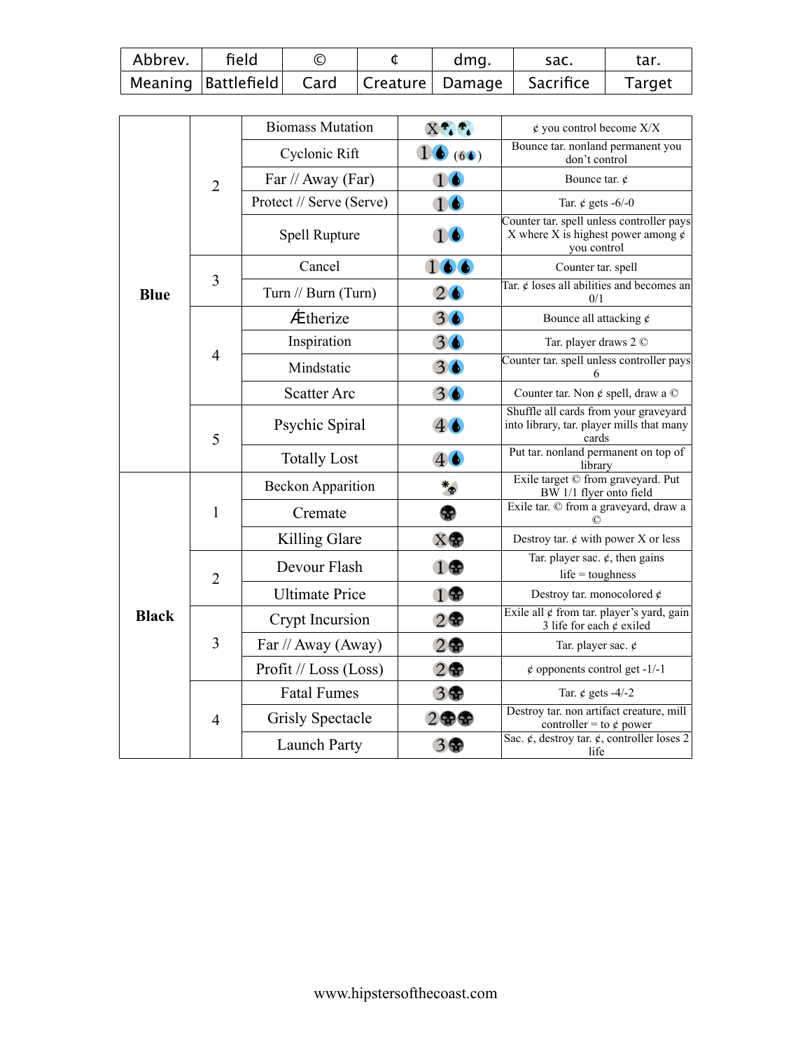| Abbrev. | field | © | ¢ | dmg. | sac. | tar. |
|---|---|---|---|---|---|---|
| Meaning | Battlefield | Card | Creature | Damage | Sacrifice | Target |

| Color | CMC | Card | Cost | Effect |
|---|---|---|---|---|
| **Blue** | 2 | Biomass Mutation | X (U/G)(U/G) | ¢ you control become X/X |
| | | Cyclonic Rift | 1U (6U) | Bounce tar. nonland permanent you don't control |
| | | Far // Away (Far) | 1U | Bounce tar. ¢ |
| | | Protect // Serve (Serve) | 1U | Tar. ¢ gets -6/-0 |
| | | Spell Rupture | 1U | Counter tar. spell unless controller pays X where X is highest power among ¢ you control |
| | 3 | Cancel | 1UU | Counter tar. spell |
| | | Turn // Burn (Turn) | 2U | Tar. ¢ loses all abilities and becomes an 0/1 |
| | 4 | Ætherize | 3U | Bounce all attacking ¢ |
| | | Inspiration | 3U | Tar. player draws 2 © |
| | | Mindstatic | 3U | Counter tar. spell unless controller pays 6 |
| | | Scatter Arc | 3U | Counter tar. Non ¢ spell, draw a © |
| | 5 | Psychic Spiral | 4U | Shuffle all cards from your graveyard into library, tar. player mills that many cards |
| | | Totally Lost | 4U | Put tar. nonland permanent on top of library |
| **Black** | 1 | Beckon Apparition | (W/B) | Exile target © from graveyard. Put BW 1/1 flyer onto field |
| | | Cremate | B | Exile tar. © from a graveyard, draw a © |
| | | Killing Glare | XB | Destroy tar. ¢ with power X or less |
| | 2 | Devour Flash | 1B | Tar. player sac. ¢, then gains life = toughness |
| | | Ultimate Price | 1B | Destroy tar. monocolored ¢ |
| | 3 | Crypt Incursion | 2B | Exile all ¢ from tar. player's yard, gain 3 life for each ¢ exiled |
| | | Far // Away (Away) | 2B | Tar. player sac. ¢ |
| | | Profit // Loss (Loss) | 2B | ¢ opponents control get -1/-1 |
| | 4 | Fatal Fumes | 3B | Tar. ¢ gets -4/-2 |
| | | Grisly Spectacle | 2BB | Destroy tar. non artifact creature, mill controller = to ¢ power |
| | | Launch Party | 3B | Sac. ¢, destroy tar. ¢, controller loses 2 life |

www.hipstersofthecoast.com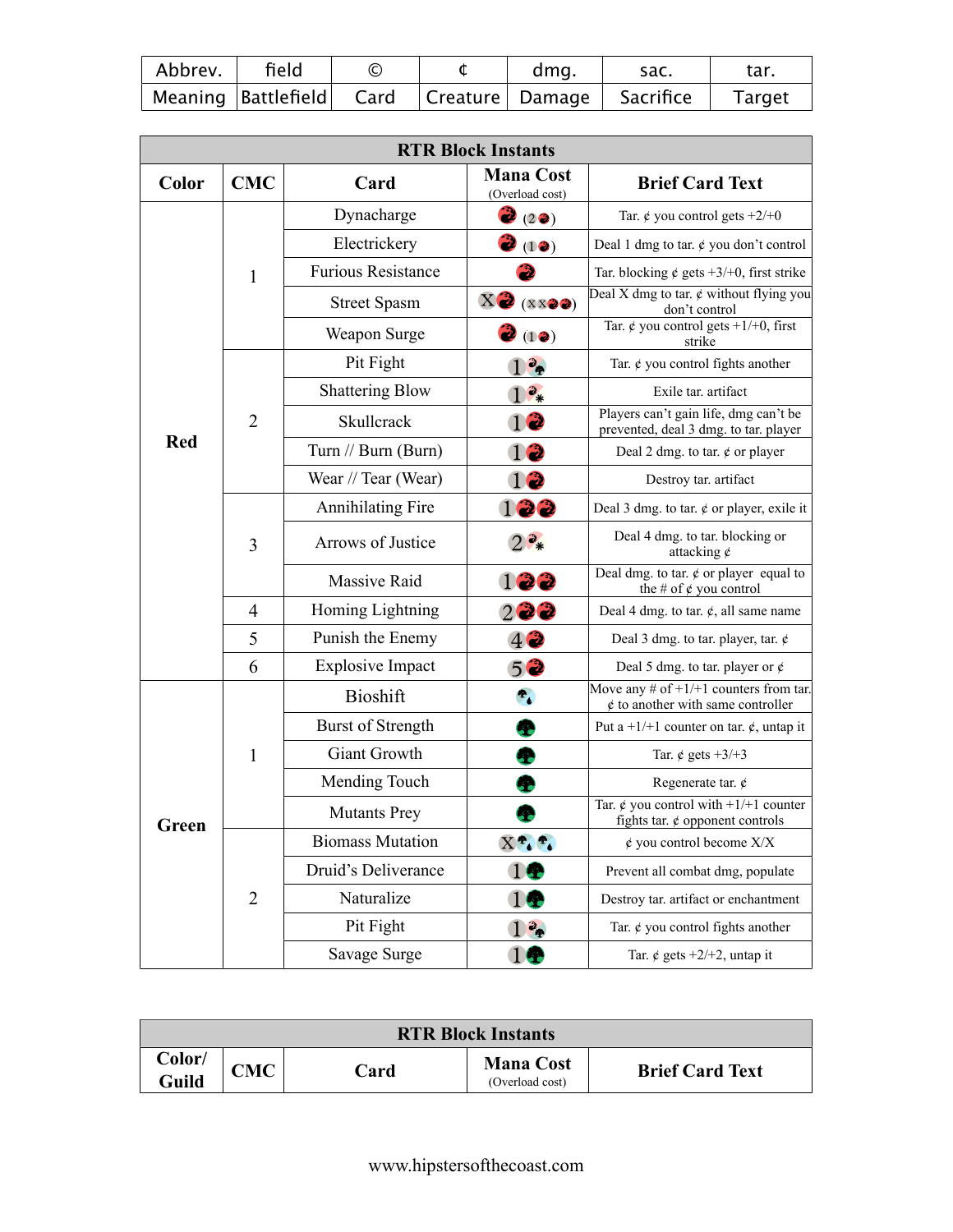| Abbrev. | field | © | ¢ | dmg. | sac. | tar. |
|---|---|---|---|---|---|---|
| Meaning | Battlefield | Card | Creature | Damage | Sacrifice | Target |

| RTR Block Instants | | | | |
|---|---|---|---|---|
| **Color** | **CMC** | **Card** | **Mana Cost** (Overload cost) | **Brief Card Text** |
| Red | 1 | Dynacharge | R (2R) | Tar. ¢ you control gets +2/+0 |
| | | Electrickery | R (1R) | Deal 1 dmg to tar. ¢ you don't control |
| | | Furious Resistance | R | Tar. blocking ¢ gets +3/+0, first strike |
| | | Street Spasm | XR (XXRR) | Deal X dmg to tar. ¢ without flying you don't control |
| | | Weapon Surge | R (1R) | Tar. ¢ you control gets +1/+0, first strike |
| | 2 | Pit Fight | 1 R/G | Tar. ¢ you control fights another |
| | | Shattering Blow | 1 R/W | Exile tar. artifact |
| | | Skullcrack | 1R | Players can't gain life, dmg can't be prevented, deal 3 dmg. to tar. player |
| | | Turn // Burn (Burn) | 1R | Deal 2 dmg. to tar. ¢ or player |
| | | Wear // Tear (Wear) | 1R | Destroy tar. artifact |
| | 3 | Annihilating Fire | 1RR | Deal 3 dmg. to tar. ¢ or player, exile it |
| | | Arrows of Justice | 2 R/W | Deal 4 dmg. to tar. blocking or attacking ¢ |
| | | Massive Raid | 1RR | Deal dmg. to tar. ¢ or player equal to the # of ¢ you control |
| | 4 | Homing Lightning | 2RR | Deal 4 dmg. to tar. ¢, all same name |
| | 5 | Punish the Enemy | 4R | Deal 3 dmg. to tar. player, tar. ¢ |
| | 6 | Explosive Impact | 5R | Deal 5 dmg. to tar. player or ¢ |
| Green | 1 | Bioshift | G/U | Move any # of +1/+1 counters from tar. ¢ to another with same controller |
| | | Burst of Strength | G | Put a +1/+1 counter on tar. ¢, untap it |
| | | Giant Growth | G | Tar. ¢ gets +3/+3 |
| | | Mending Touch | G | Regenerate tar. ¢ |
| | | Mutants Prey | G | Tar. ¢ you control with +1/+1 counter fights tar. ¢ opponent controls |
| | 2 | Biomass Mutation | X G/U G/U | ¢ you control become X/X |
| | | Druid's Deliverance | 1G | Prevent all combat dmg, populate |
| | | Naturalize | 1G | Destroy tar. artifact or enchantment |
| | | Pit Fight | 1 R/G | Tar. ¢ you control fights another |
| | | Savage Surge | 1G | Tar. ¢ gets +2/+2, untap it |

| RTR Block Instants | | | | |
|---|---|---|---|---|
| **Color/ Guild** | **CMC** | **Card** | **Mana Cost** (Overload cost) | **Brief Card Text** |

www.hipstersofthecoast.com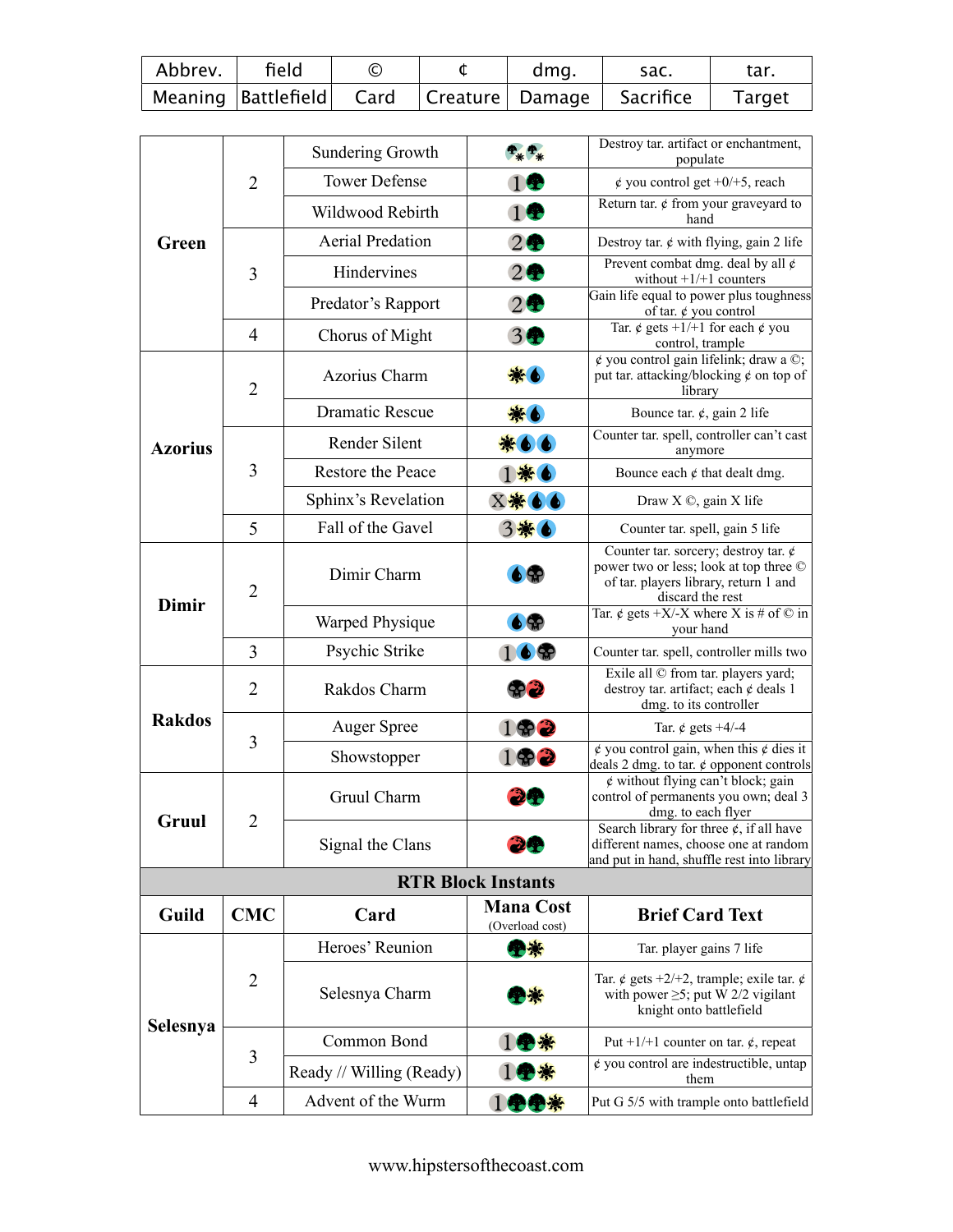| Abbrev. | field | © | ¢ | dmg. | sac. | tar. |
|---|---|---|---|---|---|---|
| Meaning | Battlefield | Card | Creature | Damage | Sacrifice | Target |

| Guild | CMC | Card | Mana Cost | Brief Card Text |
|---|---|---|---|---|
| Green | 2 | Sundering Growth | {G/W}{G/W} | Destroy tar. artifact or enchantment, populate |
| | | Tower Defense | 1G | ¢ you control get +0/+5, reach |
| | | Wildwood Rebirth | 1G | Return tar. ¢ from your graveyard to hand |
| | 3 | Aerial Predation | 2G | Destroy tar. ¢ with flying, gain 2 life |
| | | Hindervines | 2G | Prevent combat dmg. deal by all ¢ without +1/+1 counters |
| | | Predator's Rapport | 2G | Gain life equal to power plus toughness of tar. ¢ you control |
| | 4 | Chorus of Might | 3G | Tar. ¢ gets +1/+1 for each ¢ you control, trample |
| Azorius | 2 | Azorius Charm | WU | ¢ you control gain lifelink; draw a ©; put tar. attacking/blocking ¢ on top of library |
| | | Dramatic Rescue | WU | Bounce tar. ¢, gain 2 life |
| | 3 | Render Silent | WUU | Counter tar. spell, controller can't cast anymore |
| | | Restore the Peace | 1WU | Bounce each ¢ that dealt dmg. |
| | | Sphinx's Revelation | XWUU | Draw X ©, gain X life |
| | 5 | Fall of the Gavel | 3WU | Counter tar. spell, gain 5 life |
| Dimir | 2 | Dimir Charm | UB | Counter tar. sorcery; destroy tar. ¢ power two or less; look at top three © of tar. players library, return 1 and discard the rest |
| | | Warped Physique | UB | Tar. ¢ gets +X/-X where X is # of © in your hand |
| | 3 | Psychic Strike | 1UB | Counter tar. spell, controller mills two |
| Rakdos | 2 | Rakdos Charm | BR | Exile all © from tar. players yard; destroy tar. artifact; each ¢ deals 1 dmg. to its controller |
| | 3 | Auger Spree | 1BR | Tar. ¢ gets +4/-4 |
| | | Showstopper | 1BR | ¢ you control gain, when this ¢ dies it deals 2 dmg. to tar. ¢ opponent controls |
| Gruul | 2 | Gruul Charm | RG | ¢ without flying can't block; gain control of permanents you own; deal 3 dmg. to each flyer |
| | | Signal the Clans | RG | Search library for three ¢, if all have different names, choose one at random and put in hand, shuffle rest into library |

| RTR Block Instants | | | | |
|---|---|---|---|---|
| **Guild** | **CMC** | **Card** | **Mana Cost** (Overload cost) | **Brief Card Text** |
| Selesnya | 2 | Heroes' Reunion | GW | Tar. player gains 7 life |
| | | Selesnya Charm | GW | Tar. ¢ gets +2/+2, trample; exile tar. ¢ with power ≥5; put W 2/2 vigilant knight onto battlefield |
| | 3 | Common Bond | 1GW | Put +1/+1 counter on tar. ¢, repeat |
| | | Ready // Willing (Ready) | 1GW | ¢ you control are indestructible, untap them |
| | 4 | Advent of the Wurm | 1GGW | Put G 5/5 with trample onto battlefield |

www.hipstersofthecoast.com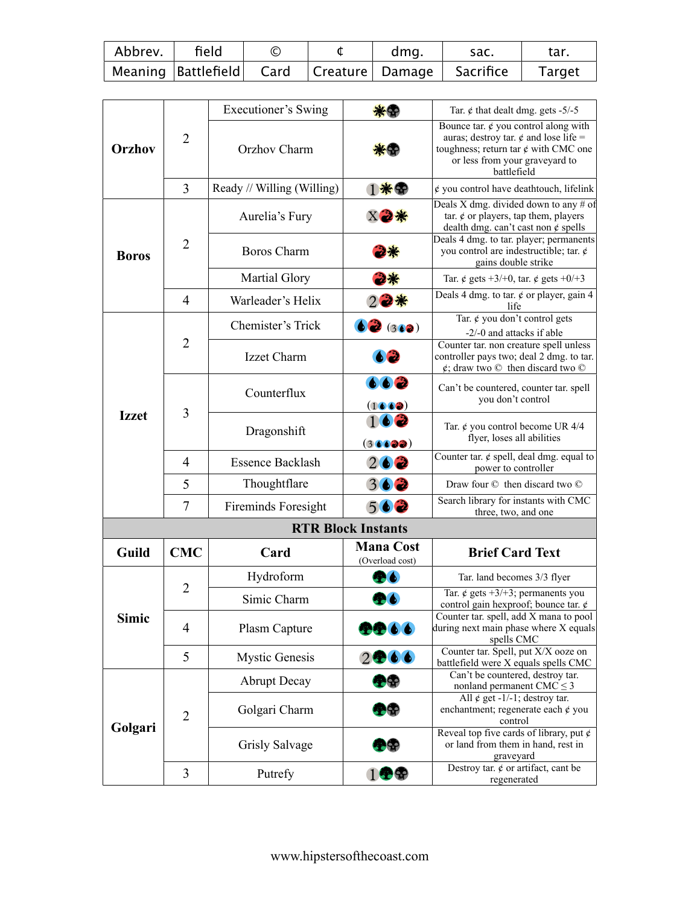| Abbrev. | field | © | ¢ | dmg. | sac. | tar. |
|---|---|---|---|---|---|---|
| Meaning | Battlefield | Card | Creature | Damage | Sacrifice | Target |

| Guild | CMC | Card | Mana Cost (Overload cost) | Brief Card Text |
|---|---|---|---|---|
| Orzhov | 2 | Executioner's Swing | {W}{B} | Tar. ¢ that dealt dmg. gets -5/-5 |
| | | Orzhov Charm | {W}{B} | Bounce tar. ¢ you control along with auras; destroy tar. ¢ and lose life = toughness; return tar ¢ with CMC one or less from your graveyard to battlefield |
| | 3 | Ready // Willing (Willing) | {1}{W}{B} | ¢ you control have deathtouch, lifelink |
| Boros | 2 | Aurelia's Fury | {X}{R}{W} | Deals X dmg. divided down to any # of tar. ¢ or players, tap them, players dealth dmg. can't cast non ¢ spells |
| | | Boros Charm | {R}{W} | Deals 4 dmg. to tar. player; permanents you control are indestructible; tar. ¢ gains double strike |
| | | Martial Glory | {R}{W} | Tar. ¢ gets +3/+0, tar. ¢ gets +0/+3 |
| | 4 | Warleader's Helix | {2}{R}{W} | Deals 4 dmg. to tar. ¢ or player, gain 4 life |
| Izzet | 2 | Chemister's Trick | {U}{R} ({3}{U}{R}) | Tar. ¢ you don't control gets -2/-0 and attacks if able |
| | | Izzet Charm | {U}{R} | Counter tar. non creature spell unless controller pays two; deal 2 dmg. to tar. ¢; draw two © then discard two © |
| | 3 | Counterflux | {U}{U}{R} ({1}{U}{U}{R}) | Can't be countered, counter tar. spell you don't control |
| | | Dragonshift | {1}{U}{R} ({3}{U}{U}{R}{R}) | Tar. ¢ you control become UR 4/4 flyer, loses all abilities |
| | 4 | Essence Backlash | {2}{U}{R} | Counter tar. ¢ spell, deal dmg. equal to power to controller |
| | 5 | Thoughtflare | {3}{U}{R} | Draw four © then discard two © |
| | 7 | Fireminds Foresight | {5}{U}{R} | Search library for instants with CMC three, two, and one |

**RTR Block Instants**

| Guild | CMC | Card | Mana Cost (Overload cost) | Brief Card Text |
|---|---|---|---|---|
| Simic | 2 | Hydroform | {G}{U} | Tar. land becomes 3/3 flyer |
| | | Simic Charm | {G}{U} | Tar. ¢ gets +3/+3; permanents you control gain hexproof; bounce tar. ¢ |
| | 4 | Plasm Capture | {G}{G}{U}{U} | Counter tar. spell, add X mana to pool during next main phase where X equals spells CMC |
| | 5 | Mystic Genesis | {2}{G}{U}{U} | Counter tar. Spell, put X/X ooze on battlefield were X equals spells CMC |
| Golgari | 2 | Abrupt Decay | {B}{G} | Can't be countered, destroy tar. nonland permanent CMC ≤ 3 |
| | | Golgari Charm | {B}{G} | All ¢ get -1/-1; destroy tar. enchantment; regenerate each ¢ you control |
| | | Grisly Salvage | {B}{G} | Reveal top five cards of library, put ¢ or land from them in hand, rest in graveyard |
| | 3 | Putrefy | {1}{B}{G} | Destroy tar. ¢ or artifact, cant be regenerated |

www.hipstersofthecoast.com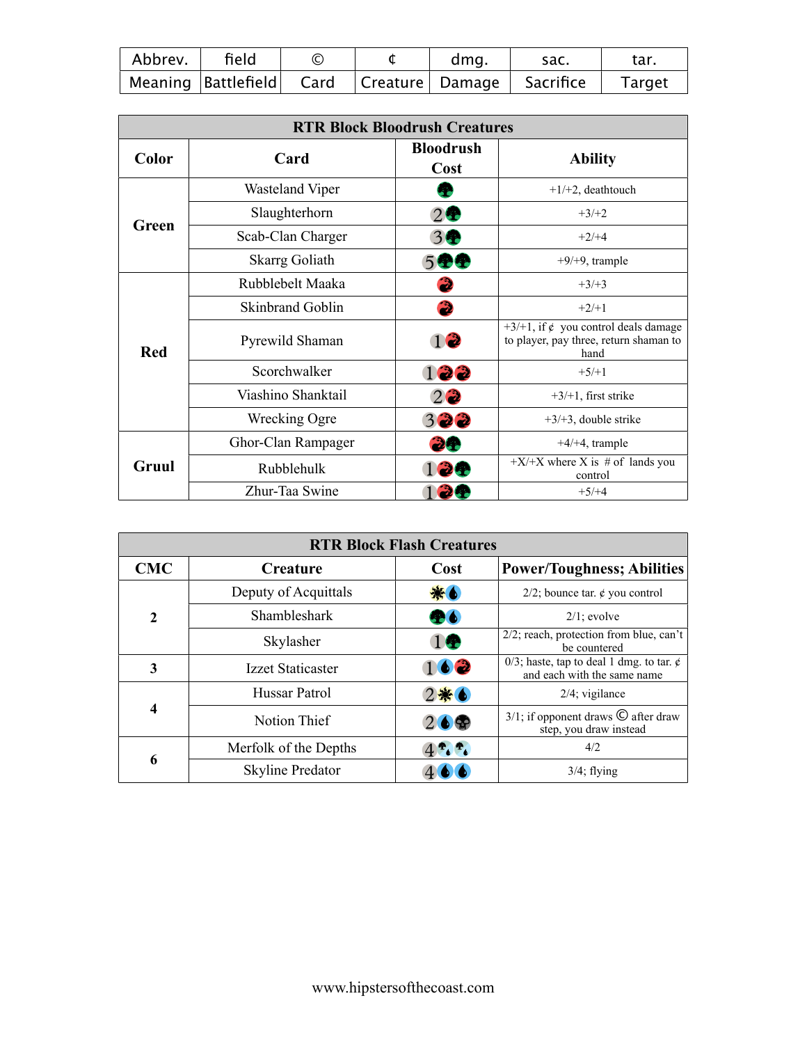| Abbrev. | field | © | ¢ | dmg. | sac. | tar. |
|---|---|---|---|---|---|---|
| Meaning | Battlefield | Card | Creature | Damage | Sacrifice | Target |

| RTR Block Bloodrush Creatures | | | |
|---|---|---|---|
| **Color** | **Card** | **Bloodrush Cost** | **Ability** |
| Green | Wasteland Viper | G | +1/+2, deathtouch |
| | Slaughterhorn | 2G | +3/+2 |
| | Scab-Clan Charger | 3G | +2/+4 |
| | Skarrg Goliath | 5GG | +9/+9, trample |
| Red | Rubblebelt Maaka | R | +3/+3 |
| | Skinbrand Goblin | R | +2/+1 |
| | Pyrewild Shaman | 1R | +3/+1, if ¢ you control deals damage to player, pay three, return shaman to hand |
| | Scorchwalker | 1RR | +5/+1 |
| | Viashino Shanktail | 2R | +3/+1, first strike |
| | Wrecking Ogre | 3RR | +3/+3, double strike |
| Gruul | Ghor-Clan Rampager | RG | +4/+4, trample |
| | Rubblehulk | 1RG | +X/+X where X is # of lands you control |
| | Zhur-Taa Swine | 1RG | +5/+4 |

| RTR Block Flash Creatures | | | |
|---|---|---|---|
| **CMC** | **Creature** | **Cost** | **Power/Toughness; Abilities** |
| 2 | Deputy of Acquittals | WU | 2/2; bounce tar. ¢ you control |
| | Shambleshark | GU | 2/1; evolve |
| | Skylasher | 1G | 2/2; reach, protection from blue, can't be countered |
| 3 | Izzet Staticaster | 1UR | 0/3; haste, tap to deal 1 dmg. to tar. ¢ and each with the same name |
| 4 | Hussar Patrol | 2WU | 2/4; vigilance |
| | Notion Thief | 2UB | 3/1; if opponent draws © after draw step, you draw instead |
| 6 | Merfolk of the Depths | 4(G/U)(G/U) | 4/2 |
| | Skyline Predator | 4UU | 3/4; flying |

www.hipstersofthecoast.com